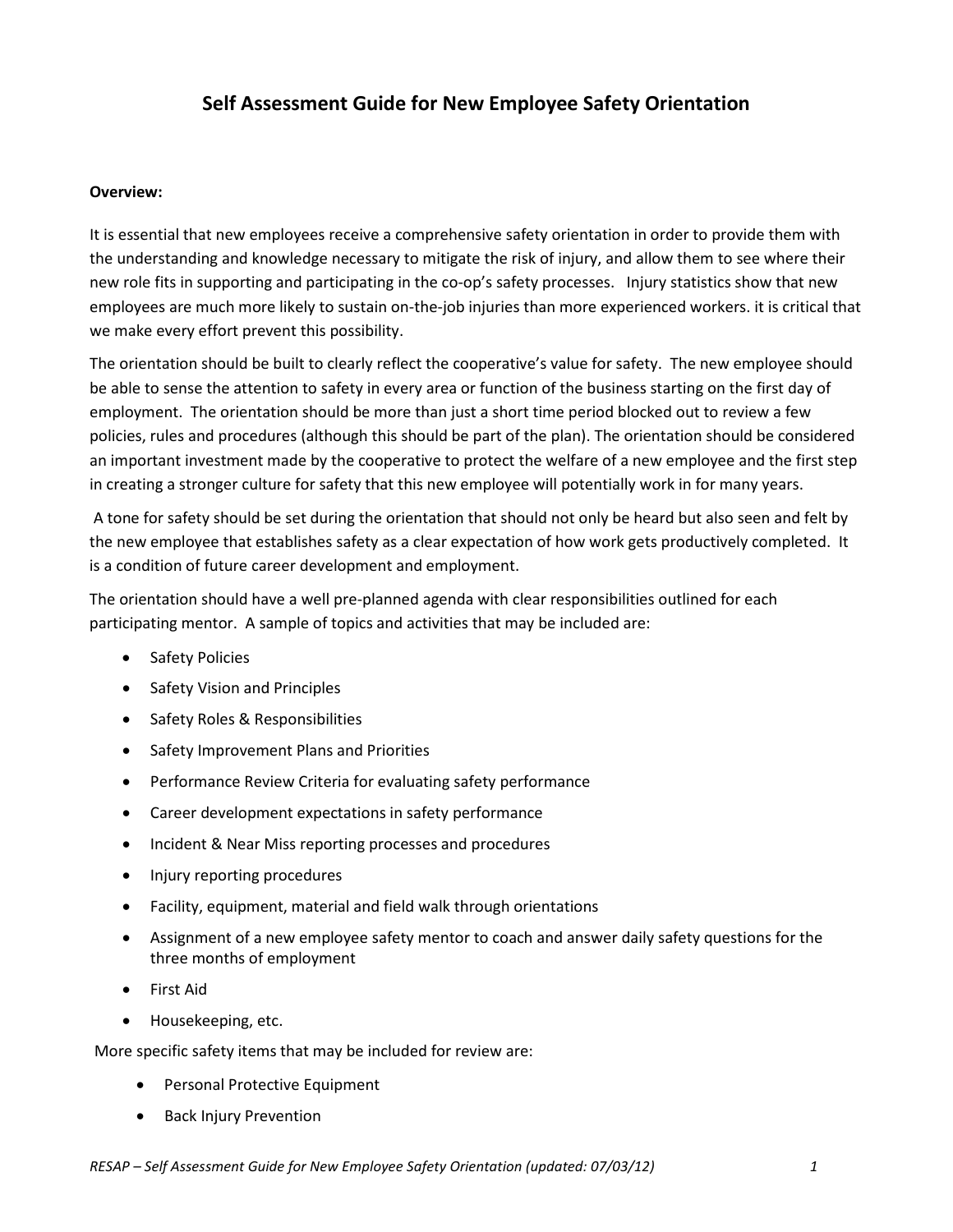# Self Assessment Guide for New Employee Safety Orientation

**Overview:**

It is essential that new employees receive a comprehensive safety orientation in order to provide them with the understanding and knowledge necessary to mitigate the risk of injury, and allow them to see where their new role fits in supporting and participating in the co-op's safety processes. Injury statistics show that new employees are much more likely to sustain on-the-job injuries than more experienced workers. it is critical that we make every effort prevent this possibility.

The orientation should be built to clearly reflect the cooperative's value for safety. The new employee should be able to sense the attention to safety in every area or function of the business starting on the first day of employment. The orientation should be more than just a short time period blocked out to review a few policies, rules and procedures (although this should be part of the plan). The orientation should be considered an important investment made by the cooperative to protect the welfare of a new employee and the first step in creating a stronger culture for safety that this new employee will potentially work in for many years.

A tone for safety should be set during the orientation that should not only be heard but also seen and felt by the new employee that establishes safety as a clear expectation of how work gets productively completed. It is a condition of future career development and employment.

The orientation should have a well pre-planned agenda with clear responsibilities outlined for each participating mentor. A sample of topics and activities that may be included are:

- Safety Policies
- Safety Vision and Principles
- Safety Roles & Responsibilities
- Safety Improvement Plans and Priorities
- Performance Review Criteria for evaluating safety performance
- Career development expectations in safety performance
- Incident & Near Miss reporting processes and procedures
- Injury reporting procedures
- Facility, equipment, material and field walk through orientations
- Assignment of a new employee safety mentor to coach and answer daily safety questions for the three months of employment
- First Aid
- Housekeeping, etc.

More specific safety items that may be included for review are:

- Personal Protective Equipment
- Back Injury Prevention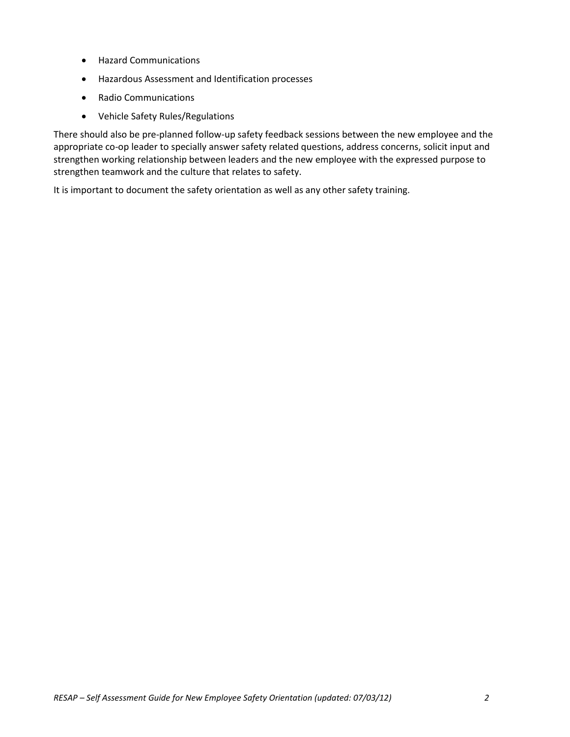- Hazard Communications
- Hazardous Assessment and Identification processes
- Radio Communications
- Vehicle Safety Rules/Regulations

There should also be pre-planned follow-up safety feedback sessions between the new employee and the appropriate co-op leader to specially answer safety related questions, address concerns, solicit input and strengthen working relationship between leaders and the new employee with the expressed purpose to strengthen teamwork and the culture that relates to safety.

It is important to document the safety orientation as well as any other safety training.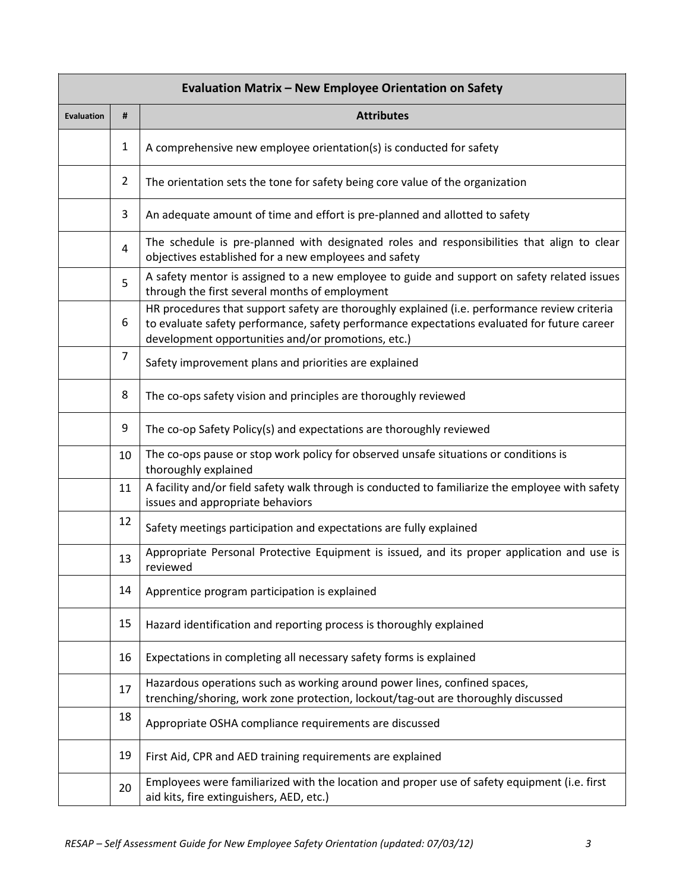| Evaluation Matrix – New Employee Orientation on Safety | | |
|---|---|---|
| **Evaluation** | **#** | **Attributes** |
| | 1 | A comprehensive new employee orientation(s) is conducted for safety |
| | 2 | The orientation sets the tone for safety being core value of the organization |
| | 3 | An adequate amount of time and effort is pre-planned and allotted to safety |
| | 4 | The schedule is pre-planned with designated roles and responsibilities that align to clear objectives established for a new employees and safety |
| | 5 | A safety mentor is assigned to a new employee to guide and support on safety related issues through the first several months of employment |
| | 6 | HR procedures that support safety are thoroughly explained (i.e. performance review criteria to evaluate safety performance, safety performance expectations evaluated for future career development opportunities and/or promotions, etc.) |
| | 7 | Safety improvement plans and priorities are explained |
| | 8 | The co-ops safety vision and principles are thoroughly reviewed |
| | 9 | The co-op Safety Policy(s) and expectations are thoroughly reviewed |
| | 10 | The co-ops pause or stop work policy for observed unsafe situations or conditions is thoroughly explained |
| | 11 | A facility and/or field safety walk through is conducted to familiarize the employee with safety issues and appropriate behaviors |
| | 12 | Safety meetings participation and expectations are fully explained |
| | 13 | Appropriate Personal Protective Equipment is issued, and its proper application and use is reviewed |
| | 14 | Apprentice program participation is explained |
| | 15 | Hazard identification and reporting process is thoroughly explained |
| | 16 | Expectations in completing all necessary safety forms is explained |
| | 17 | Hazardous operations such as working around power lines, confined spaces, trenching/shoring, work zone protection, lockout/tag-out are thoroughly discussed |
| | 18 | Appropriate OSHA compliance requirements are discussed |
| | 19 | First Aid, CPR and AED training requirements are explained |
| | 20 | Employees were familiarized with the location and proper use of safety equipment (i.e. first aid kits, fire extinguishers, AED, etc.) |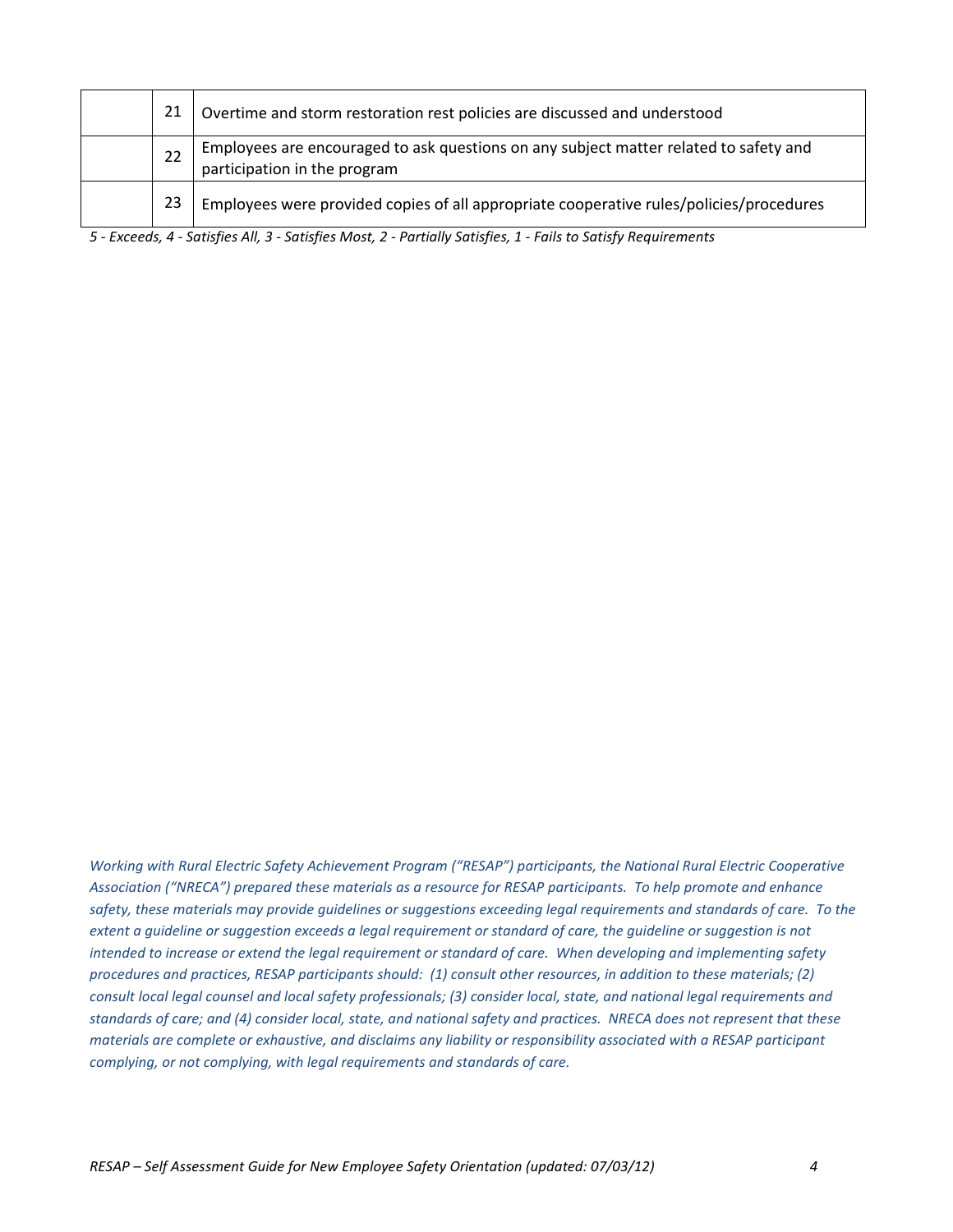| | | |
|---|---|---|
| | 21 | Overtime and storm restoration rest policies are discussed and understood |
| | 22 | Employees are encouraged to ask questions on any subject matter related to safety and participation in the program |
| | 23 | Employees were provided copies of all appropriate cooperative rules/policies/procedures |

*5 - Exceeds, 4 - Satisfies All, 3 - Satisfies Most, 2 - Partially Satisfies, 1 - Fails to Satisfy Requirements*

*Working with Rural Electric Safety Achievement Program ("RESAP") participants, the National Rural Electric Cooperative Association ("NRECA") prepared these materials as a resource for RESAP participants. To help promote and enhance safety, these materials may provide guidelines or suggestions exceeding legal requirements and standards of care. To the extent a guideline or suggestion exceeds a legal requirement or standard of care, the guideline or suggestion is not intended to increase or extend the legal requirement or standard of care. When developing and implementing safety procedures and practices, RESAP participants should: (1) consult other resources, in addition to these materials; (2) consult local legal counsel and local safety professionals; (3) consider local, state, and national legal requirements and standards of care; and (4) consider local, state, and national safety and practices. NRECA does not represent that these materials are complete or exhaustive, and disclaims any liability or responsibility associated with a RESAP participant complying, or not complying, with legal requirements and standards of care.*